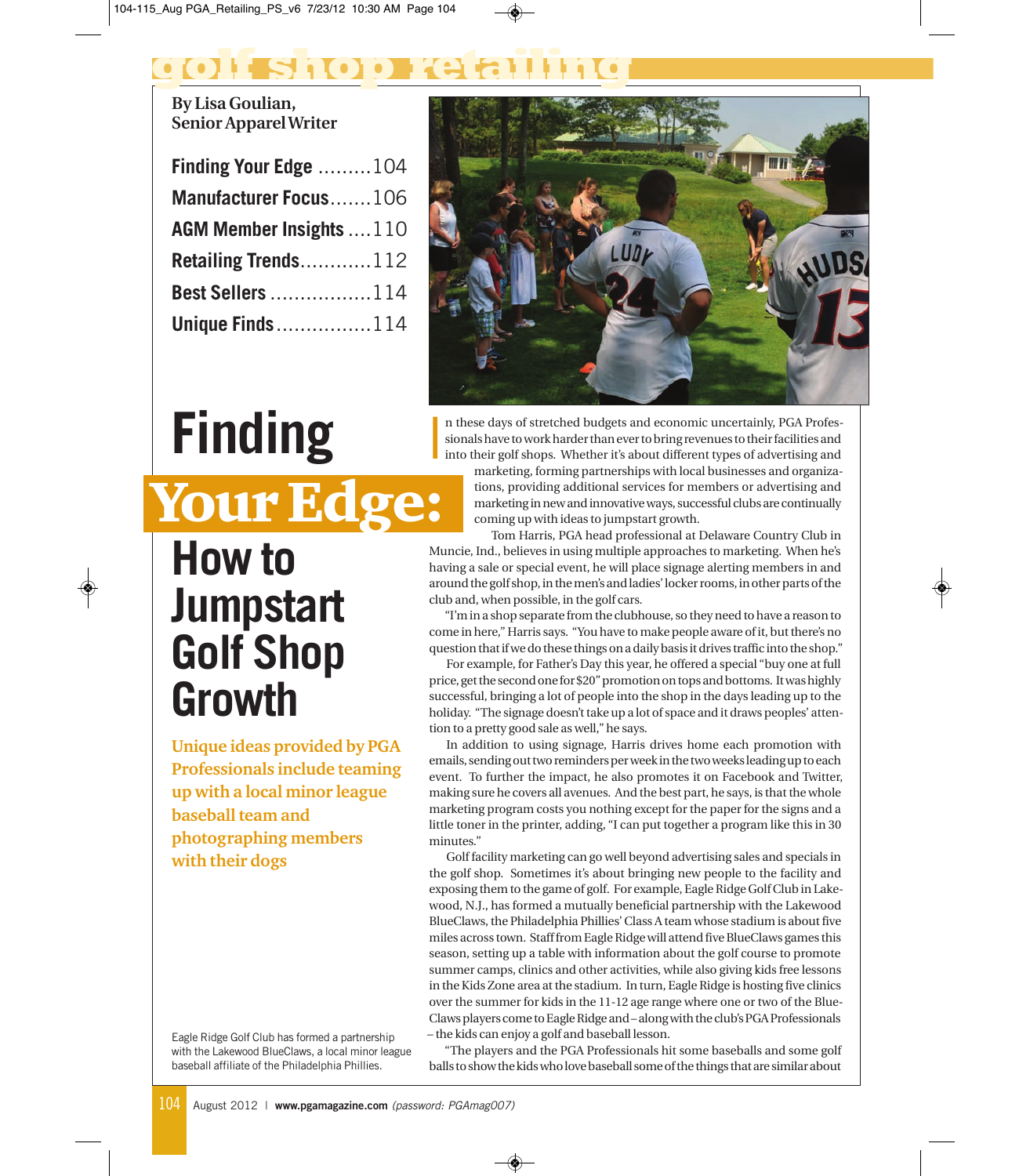# golf shop retailing

**By Lisa Goulian, Senior Apparel Writer**

- Finding Your Edge ......... 104
- Manufacturer Focus ....... 106
- AGM Member Insights .... 110
- Retailing Trends ............ 112
- Best Sellers ................. 114
- Unique Finds ................ 114

# Finding Your Edge: How to Jumpstart Golf Shop Growth

**Unique ideas provided by PGA Professionals include teaming up with a local minor league baseball team and photographing members with their dogs**

Eagle Ridge Golf Club has formed a partnership with the Lakewood BlueClaws, a local minor league baseball affiliate of the Philadelphia Phillies.

In these days of stretched budgets and economic uncertainly, PGA Professionals have to work harder than ever to bring revenues to their facilities and into their golf shops. Whether it's about different types of advertising and marketing, forming partnerships with local businesses and organizations, providing additional services for members or advertising and marketing in new and innovative ways, successful clubs are continually coming up with ideas to jumpstart growth.

Tom Harris, PGA head professional at Delaware Country Club in Muncie, Ind., believes in using multiple approaches to marketing. When he's having a sale or special event, he will place signage alerting members in and around the golf shop, in the men's and ladies' locker rooms, in other parts of the club and, when possible, in the golf cars.

"I'm in a shop separate from the clubhouse, so they need to have a reason to come in here," Harris says. "You have to make people aware of it, but there's no question that if we do these things on a daily basis it drives traffic into the shop."

For example, for Father's Day this year, he offered a special "buy one at full price, get the second one for $20" promotion on tops and bottoms. It was highly successful, bringing a lot of people into the shop in the days leading up to the holiday. "The signage doesn't take up a lot of space and it draws peoples' attention to a pretty good sale as well," he says.

In addition to using signage, Harris drives home each promotion with emails, sending out two reminders per week in the two weeks leading up to each event. To further the impact, he also promotes it on Facebook and Twitter, making sure he covers all avenues. And the best part, he says, is that the whole marketing program costs you nothing except for the paper for the signs and a little toner in the printer, adding, "I can put together a program like this in 30 minutes."

Golf facility marketing can go well beyond advertising sales and specials in the golf shop. Sometimes it's about bringing new people to the facility and exposing them to the game of golf. For example, Eagle Ridge Golf Club in Lakewood, N.J., has formed a mutually beneficial partnership with the Lakewood BlueClaws, the Philadelphia Phillies' Class A team whose stadium is about five miles across town. Staff from Eagle Ridge will attend five BlueClaws games this season, setting up a table with information about the golf course to promote summer camps, clinics and other activities, while also giving kids free lessons in the Kids Zone area at the stadium. In turn, Eagle Ridge is hosting five clinics over the summer for kids in the 11-12 age range where one or two of the BlueClaws players come to Eagle Ridge and – along with the club's PGA Professionals – the kids can enjoy a golf and baseball lesson.

"The players and the PGA Professionals hit some baseballs and some golf balls to show the kids who love baseball some of the things that are similar about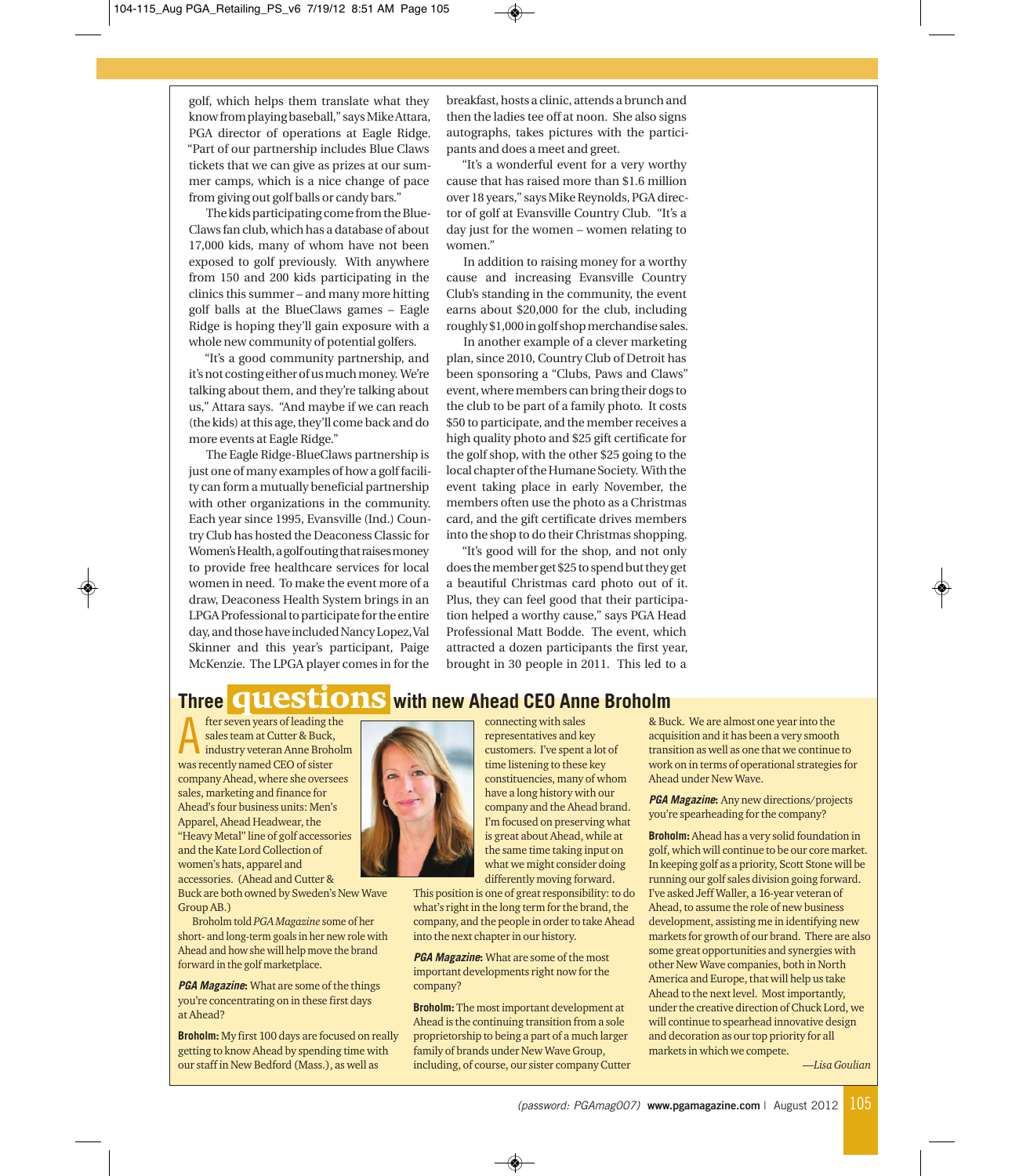golf, which helps them translate what they know from playing baseball," says Mike Attara, PGA director of operations at Eagle Ridge. "Part of our partnership includes Blue Claws tickets that we can give as prizes at our summer camps, which is a nice change of pace from giving out golf balls or candy bars."

The kids participating come from the BlueClaws fan club, which has a database of about 17,000 kids, many of whom have not been exposed to golf previously. With anywhere from 150 and 200 kids participating in the clinics this summer – and many more hitting golf balls at the BlueClaws games – Eagle Ridge is hoping they'll gain exposure with a whole new community of potential golfers.

"It's a good community partnership, and it's not costing either of us much money. We're talking about them, and they're talking about us," Attara says. "And maybe if we can reach (the kids) at this age, they'll come back and do more events at Eagle Ridge."

The Eagle Ridge-BlueClaws partnership is just one of many examples of how a golf facility can form a mutually beneficial partnership with other organizations in the community. Each year since 1995, Evansville (Ind.) Country Club has hosted the Deaconess Classic for Women's Health, a golf outing that raises money to provide free healthcare services for local women in need. To make the event more of a draw, Deaconess Health System brings in an LPGA Professional to participate for the entire day, and those have included Nancy Lopez, Val Skinner and this year's participant, Paige McKenzie. The LPGA player comes in for the breakfast, hosts a clinic, attends a brunch and then the ladies tee off at noon. She also signs autographs, takes pictures with the participants and does a meet and greet.

"It's a wonderful event for a very worthy cause that has raised more than $1.6 million over 18 years," says Mike Reynolds, PGA director of golf at Evansville Country Club. "It's a day just for the women – women relating to women."

In addition to raising money for a worthy cause and increasing Evansville Country Club's standing in the community, the event earns about $20,000 for the club, including roughly $1,000 in golf shop merchandise sales.

In another example of a clever marketing plan, since 2010, Country Club of Detroit has been sponsoring a "Clubs, Paws and Claws" event, where members can bring their dogs to the club to be part of a family photo. It costs $50 to participate, and the member receives a high quality photo and $25 gift certificate for the golf shop, with the other $25 going to the local chapter of the Humane Society. With the event taking place in early November, the members often use the photo as a Christmas card, and the gift certificate drives members into the shop to do their Christmas shopping.

"It's good will for the shop, and not only does the member get $25 to spend but they get a beautiful Christmas card photo out of it. Plus, they can feel good that their participation helped a worthy cause," says PGA Head Professional Matt Bodde. The event, which attracted a dozen participants the first year, brought in 30 people in 2011. This led to a

## Three questions with new Ahead CEO Anne Broholm

After seven years of leading the sales team at Cutter & Buck, industry veteran Anne Broholm was recently named CEO of sister company Ahead, where she oversees sales, marketing and finance for Ahead's four business units: Men's Apparel, Ahead Headwear, the "Heavy Metal" line of golf accessories and the Kate Lord Collection of women's hats, apparel and accessories. (Ahead and Cutter & Buck are both owned by Sweden's New Wave Group AB.)

Broholm told *PGA Magazine* some of her short- and long-term goals in her new role with Ahead and how she will help move the brand forward in the golf marketplace.

***PGA Magazine*:** What are some of the things you're concentrating on in these first days at Ahead?

**Broholm:** My first 100 days are focused on really getting to know Ahead by spending time with our staff in New Bedford (Mass.), as well as connecting with sales representatives and key customers. I've spent a lot of time listening to these key constituencies, many of whom have a long history with our company and the Ahead brand. I'm focused on preserving what is great about Ahead, while at the same time taking input on what we might consider doing differently moving forward. This position is one of great responsibility: to do what's right in the long term for the brand, the company, and the people in order to take Ahead into the next chapter in our history.

***PGA Magazine*:** What are some of the most important developments right now for the company?

**Broholm:** The most important development at Ahead is the continuing transition from a sole proprietorship to being a part of a much larger family of brands under New Wave Group, including, of course, our sister company Cutter & Buck. We are almost one year into the acquisition and it has been a very smooth transition as well as one that we continue to work on in terms of operational strategies for Ahead under New Wave.

***PGA Magazine*:** Any new directions/projects you're spearheading for the company?

**Broholm:** Ahead has a very solid foundation in golf, which will continue to be our core market. In keeping golf as a priority, Scott Stone will be running our golf sales division going forward. I've asked Jeff Waller, a 16-year veteran of Ahead, to assume the role of new business development, assisting me in identifying new markets for growth of our brand. There are also some great opportunities and synergies with other New Wave companies, both in North America and Europe, that will help us take Ahead to the next level. Most importantly, under the creative direction of Chuck Lord, we will continue to spearhead innovative design and decoration as our top priority for all markets in which we compete.

*—Lisa Goulian*

(password: PGAmag007) www.pgamagazine.com | August 2012